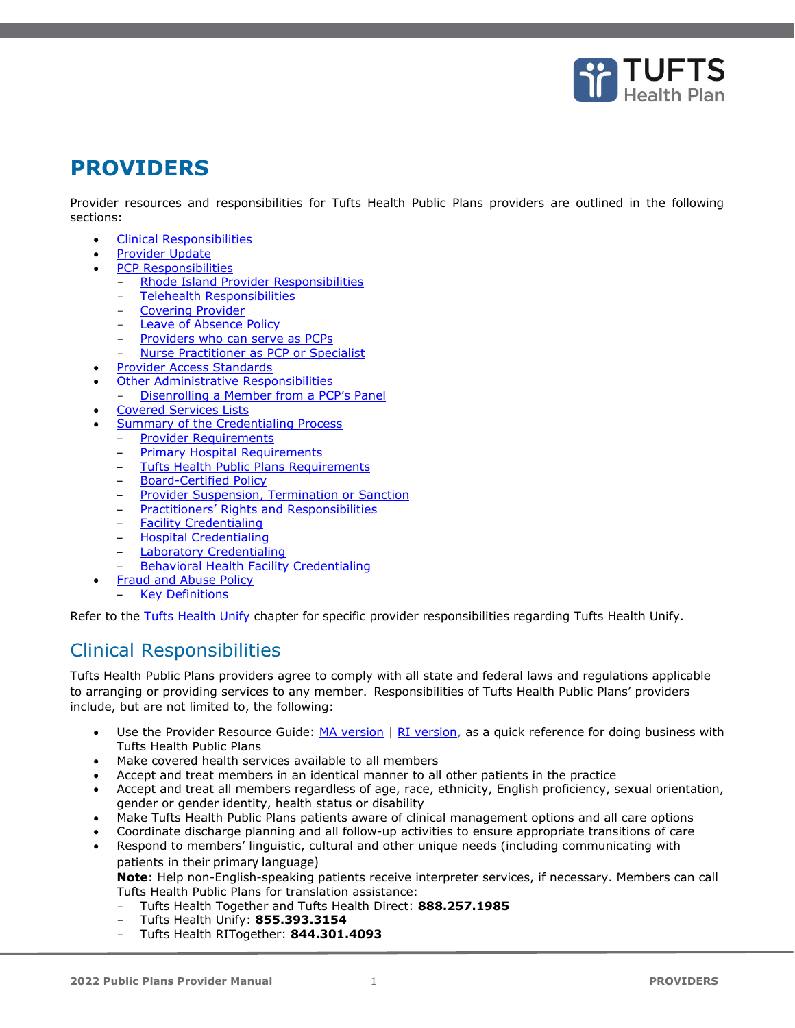// PROVIDERS

Provider resources and responsibilities for Tufts Health Public Plans providers are outlined in the following sections:

- Clinical Responsibilities
- Provider Update
- PCP Responsibilities
  - Rhode Island Provider Responsibilities
  - Telehealth Responsibilities
  - Covering Provider
  - Leave of Absence Policy
  - Providers who can serve as PCPs
  - Nurse Practitioner as PCP or Specialist
- Provider Access Standards
- Other Administrative Responsibilities
  - Disenrolling a Member from a PCP's Panel
- Covered Services Lists
- Summary of the Credentialing Process
  - Provider Requirements
  - Primary Hospital Requirements
  - Tufts Health Public Plans Requirements
  - Board-Certified Policy
  - Provider Suspension, Termination or Sanction
  - Practitioners' Rights and Responsibilities
  - Facility Credentialing
  - Hospital Credentialing
  - Laboratory Credentialing
  - Behavioral Health Facility Credentialing
- Fraud and Abuse Policy
  - Key Definitions

Refer to the Tufts Health Unify chapter for specific provider responsibilities regarding Tufts Health Unify.

## Clinical Responsibilities

Tufts Health Public Plans providers agree to comply with all state and federal laws and regulations applicable to arranging or providing services to any member. Responsibilities of Tufts Health Public Plans' providers include, but are not limited to, the following:

- Use the Provider Resource Guide: MA version | RI version, as a quick reference for doing business with Tufts Health Public Plans
- Make covered health services available to all members
- Accept and treat members in an identical manner to all other patients in the practice
- Accept and treat all members regardless of age, race, ethnicity, English proficiency, sexual orientation, gender or gender identity, health status or disability
- Make Tufts Health Public Plans patients aware of clinical management options and all care options
- Coordinate discharge planning and all follow-up activities to ensure appropriate transitions of care
- Respond to members' linguistic, cultural and other unique needs (including communicating with patients in their primary language)

  **Note**: Help non-English-speaking patients receive interpreter services, if necessary. Members can call Tufts Health Public Plans for translation assistance:
  - Tufts Health Together and Tufts Health Direct: **888.257.1985**
  - Tufts Health Unify: **855.393.3154**
  - Tufts Health RITogether: **844.301.4093**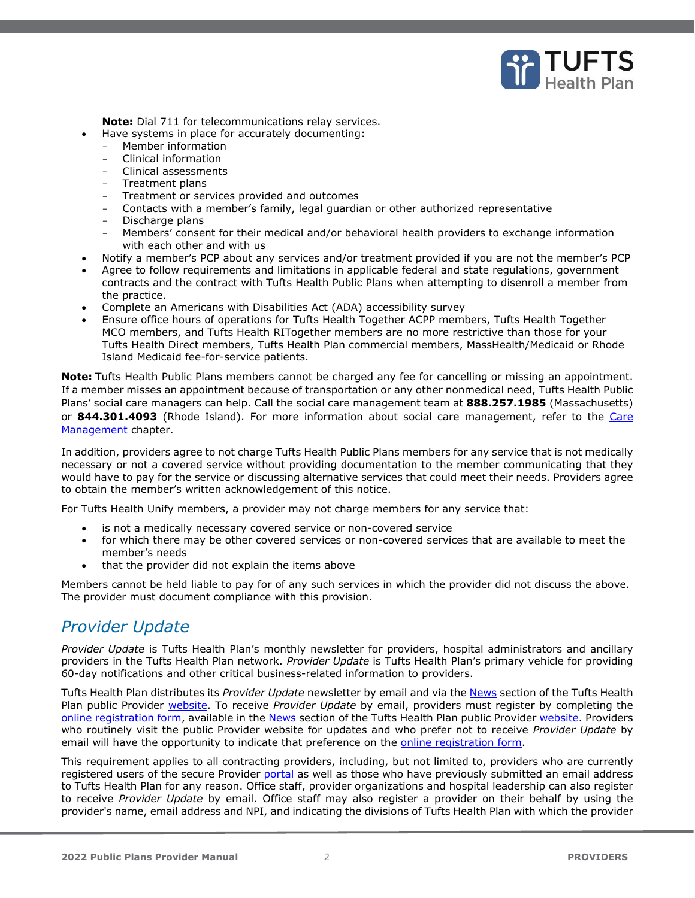**Note:** Dial 711 for telecommunications relay services.

- Have systems in place for accurately documenting:
  - Member information
  - Clinical information
  - Clinical assessments
  - Treatment plans
  - Treatment or services provided and outcomes
  - Contacts with a member's family, legal guardian or other authorized representative
  - Discharge plans
  - Members' consent for their medical and/or behavioral health providers to exchange information with each other and with us
- Notify a member's PCP about any services and/or treatment provided if you are not the member's PCP
- Agree to follow requirements and limitations in applicable federal and state regulations, government contracts and the contract with Tufts Health Public Plans when attempting to disenroll a member from the practice.
- Complete an Americans with Disabilities Act (ADA) accessibility survey
- Ensure office hours of operations for Tufts Health Together ACPP members, Tufts Health Together MCO members, and Tufts Health RITogether members are no more restrictive than those for your Tufts Health Direct members, Tufts Health Plan commercial members, MassHealth/Medicaid or Rhode Island Medicaid fee-for-service patients.

**Note:** Tufts Health Public Plans members cannot be charged any fee for cancelling or missing an appointment. If a member misses an appointment because of transportation or any other nonmedical need, Tufts Health Public Plans' social care managers can help. Call the social care management team at **888.257.1985** (Massachusetts) or **844.301.4093** (Rhode Island). For more information about social care management, refer to the Care Management chapter.

In addition, providers agree to not charge Tufts Health Public Plans members for any service that is not medically necessary or not a covered service without providing documentation to the member communicating that they would have to pay for the service or discussing alternative services that could meet their needs. Providers agree to obtain the member's written acknowledgement of this notice.

For Tufts Health Unify members, a provider may not charge members for any service that:

- is not a medically necessary covered service or non-covered service
- for which there may be other covered services or non-covered services that are available to meet the member's needs
- that the provider did not explain the items above

Members cannot be held liable to pay for of any such services in which the provider did not discuss the above. The provider must document compliance with this provision.

## *Provider Update*

*Provider Update* is Tufts Health Plan's monthly newsletter for providers, hospital administrators and ancillary providers in the Tufts Health Plan network. *Provider Update* is Tufts Health Plan's primary vehicle for providing 60-day notifications and other critical business-related information to providers.

Tufts Health Plan distributes its *Provider Update* newsletter by email and via the News section of the Tufts Health Plan public Provider website. To receive *Provider Update* by email, providers must register by completing the online registration form, available in the News section of the Tufts Health Plan public Provider website. Providers who routinely visit the public Provider website for updates and who prefer not to receive *Provider Update* by email will have the opportunity to indicate that preference on the online registration form.

This requirement applies to all contracting providers, including, but not limited to, providers who are currently registered users of the secure Provider portal as well as those who have previously submitted an email address to Tufts Health Plan for any reason. Office staff, provider organizations and hospital leadership can also register to receive *Provider Update* by email. Office staff may also register a provider on their behalf by using the provider's name, email address and NPI, and indicating the divisions of Tufts Health Plan with which the provider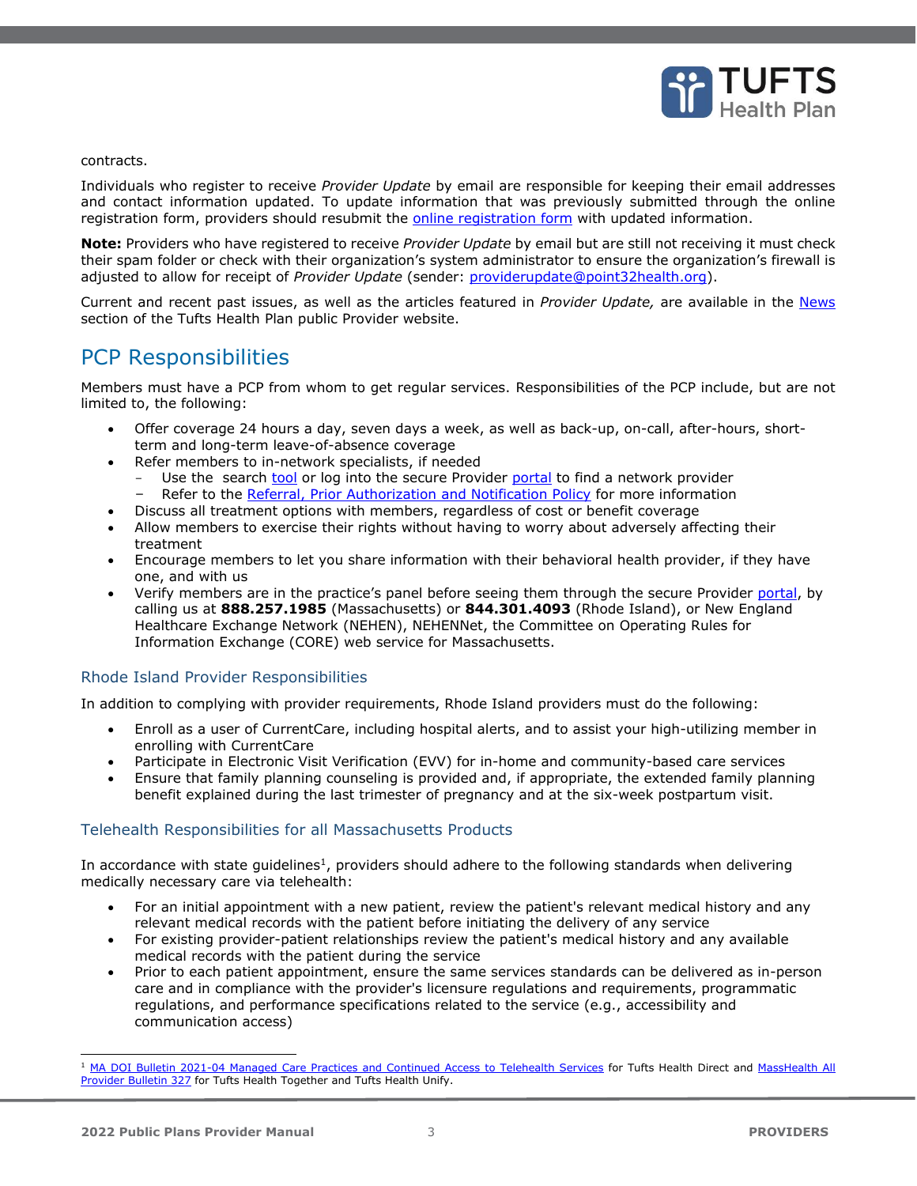contracts.

Individuals who register to receive *Provider Update* by email are responsible for keeping their email addresses and contact information updated. To update information that was previously submitted through the online registration form, providers should resubmit the online registration form with updated information.

**Note:** Providers who have registered to receive *Provider Update* by email but are still not receiving it must check their spam folder or check with their organization's system administrator to ensure the organization's firewall is adjusted to allow for receipt of *Provider Update* (sender: providerupdate@point32health.org).

Current and recent past issues, as well as the articles featured in *Provider Update,* are available in the News section of the Tufts Health Plan public Provider website.

## PCP Responsibilities

Members must have a PCP from whom to get regular services. Responsibilities of the PCP include, but are not limited to, the following:

- Offer coverage 24 hours a day, seven days a week, as well as back-up, on-call, after-hours, short-term and long-term leave-of-absence coverage
- Refer members to in-network specialists, if needed
  - Use the search tool or log into the secure Provider portal to find a network provider
  - Refer to the Referral, Prior Authorization and Notification Policy for more information
- Discuss all treatment options with members, regardless of cost or benefit coverage
- Allow members to exercise their rights without having to worry about adversely affecting their treatment
- Encourage members to let you share information with their behavioral health provider, if they have one, and with us
- Verify members are in the practice's panel before seeing them through the secure Provider portal, by calling us at **888.257.1985** (Massachusetts) or **844.301.4093** (Rhode Island), or New England Healthcare Exchange Network (NEHEN), NEHENNet, the Committee on Operating Rules for Information Exchange (CORE) web service for Massachusetts.

### Rhode Island Provider Responsibilities

In addition to complying with provider requirements, Rhode Island providers must do the following:

- Enroll as a user of CurrentCare, including hospital alerts, and to assist your high-utilizing member in enrolling with CurrentCare
- Participate in Electronic Visit Verification (EVV) for in-home and community-based care services
- Ensure that family planning counseling is provided and, if appropriate, the extended family planning benefit explained during the last trimester of pregnancy and at the six-week postpartum visit.

### Telehealth Responsibilities for all Massachusetts Products

In accordance with state guidelines[1], providers should adhere to the following standards when delivering medically necessary care via telehealth:

- For an initial appointment with a new patient, review the patient's relevant medical history and any relevant medical records with the patient before initiating the delivery of any service
- For existing provider-patient relationships review the patient's medical history and any available medical records with the patient during the service
- Prior to each patient appointment, ensure the same services standards can be delivered as in-person care and in compliance with the provider's licensure regulations and requirements, programmatic regulations, and performance specifications related to the service (e.g., accessibility and communication access)

[1] MA DOI Bulletin 2021-04 Managed Care Practices and Continued Access to Telehealth Services for Tufts Health Direct and MassHealth All Provider Bulletin 327 for Tufts Health Together and Tufts Health Unify.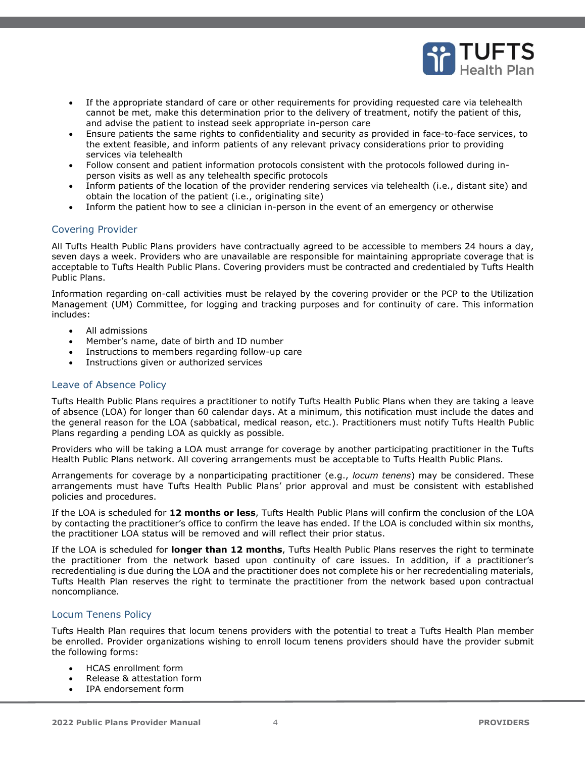- If the appropriate standard of care or other requirements for providing requested care via telehealth cannot be met, make this determination prior to the delivery of treatment, notify the patient of this, and advise the patient to instead seek appropriate in-person care
- Ensure patients the same rights to confidentiality and security as provided in face-to-face services, to the extent feasible, and inform patients of any relevant privacy considerations prior to providing services via telehealth
- Follow consent and patient information protocols consistent with the protocols followed during in-person visits as well as any telehealth specific protocols
- Inform patients of the location of the provider rendering services via telehealth (i.e., distant site) and obtain the location of the patient (i.e., originating site)
- Inform the patient how to see a clinician in-person in the event of an emergency or otherwise

## Covering Provider

All Tufts Health Public Plans providers have contractually agreed to be accessible to members 24 hours a day, seven days a week. Providers who are unavailable are responsible for maintaining appropriate coverage that is acceptable to Tufts Health Public Plans. Covering providers must be contracted and credentialed by Tufts Health Public Plans.

Information regarding on-call activities must be relayed by the covering provider or the PCP to the Utilization Management (UM) Committee, for logging and tracking purposes and for continuity of care. This information includes:

- All admissions
- Member's name, date of birth and ID number
- Instructions to members regarding follow-up care
- Instructions given or authorized services

## Leave of Absence Policy

Tufts Health Public Plans requires a practitioner to notify Tufts Health Public Plans when they are taking a leave of absence (LOA) for longer than 60 calendar days. At a minimum, this notification must include the dates and the general reason for the LOA (sabbatical, medical reason, etc.). Practitioners must notify Tufts Health Public Plans regarding a pending LOA as quickly as possible.

Providers who will be taking a LOA must arrange for coverage by another participating practitioner in the Tufts Health Public Plans network. All covering arrangements must be acceptable to Tufts Health Public Plans.

Arrangements for coverage by a nonparticipating practitioner (e.g., *locum tenens*) may be considered. These arrangements must have Tufts Health Public Plans' prior approval and must be consistent with established policies and procedures.

If the LOA is scheduled for **12 months or less**, Tufts Health Public Plans will confirm the conclusion of the LOA by contacting the practitioner's office to confirm the leave has ended. If the LOA is concluded within six months, the practitioner LOA status will be removed and will reflect their prior status.

If the LOA is scheduled for **longer than 12 months**, Tufts Health Public Plans reserves the right to terminate the practitioner from the network based upon continuity of care issues. In addition, if a practitioner's recredentialing is due during the LOA and the practitioner does not complete his or her recredentialing materials, Tufts Health Plan reserves the right to terminate the practitioner from the network based upon contractual noncompliance.

## Locum Tenens Policy

Tufts Health Plan requires that locum tenens providers with the potential to treat a Tufts Health Plan member be enrolled. Provider organizations wishing to enroll locum tenens providers should have the provider submit the following forms:

- HCAS enrollment form
- Release & attestation form
- IPA endorsement form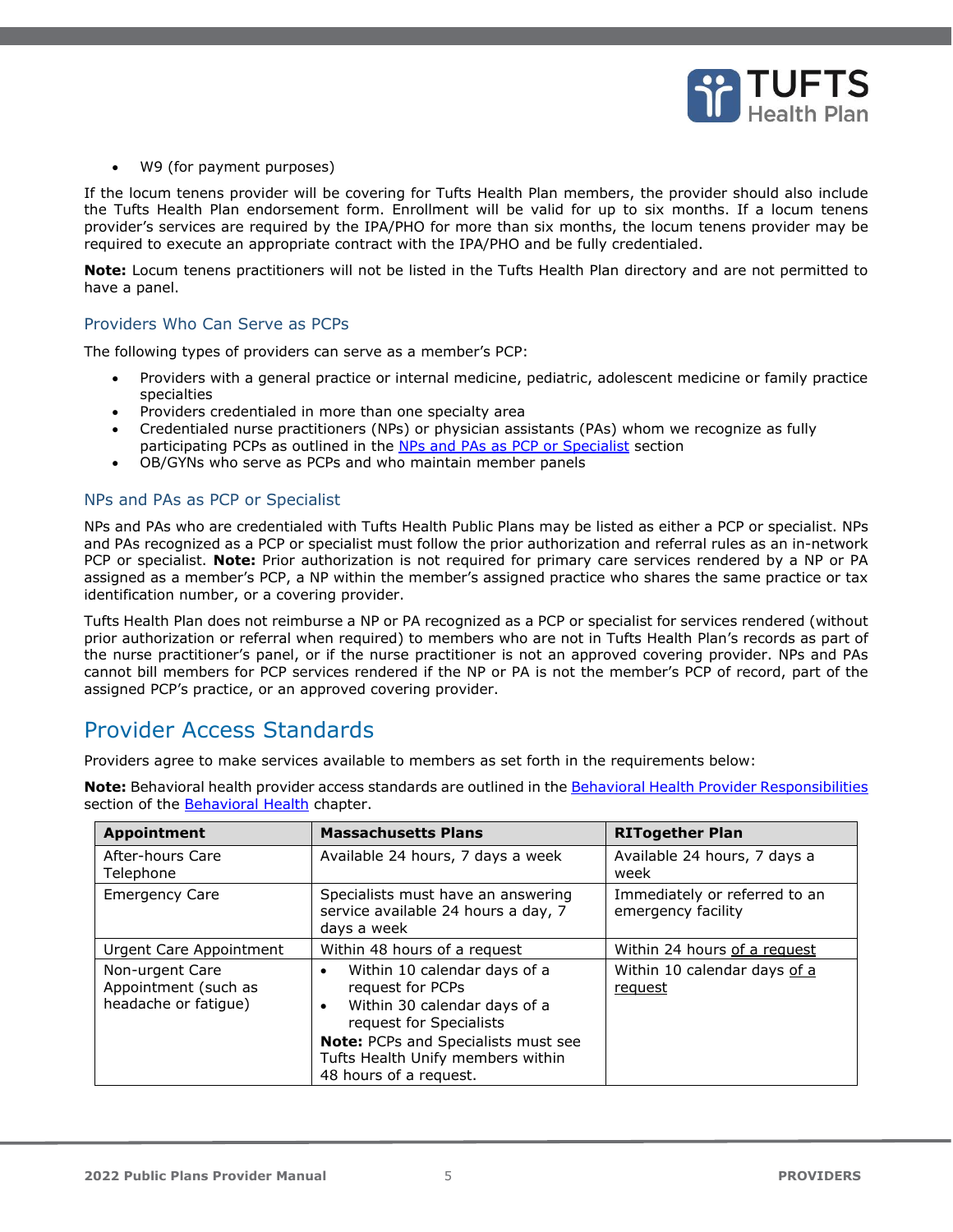- W9 (for payment purposes)

If the locum tenens provider will be covering for Tufts Health Plan members, the provider should also include the Tufts Health Plan endorsement form. Enrollment will be valid for up to six months. If a locum tenens provider's services are required by the IPA/PHO for more than six months, the locum tenens provider may be required to execute an appropriate contract with the IPA/PHO and be fully credentialed.

**Note:** Locum tenens practitioners will not be listed in the Tufts Health Plan directory and are not permitted to have a panel.

### Providers Who Can Serve as PCPs

The following types of providers can serve as a member's PCP:

- Providers with a general practice or internal medicine, pediatric, adolescent medicine or family practice specialties
- Providers credentialed in more than one specialty area
- Credentialed nurse practitioners (NPs) or physician assistants (PAs) whom we recognize as fully participating PCPs as outlined in the NPs and PAs as PCP or Specialist section
- OB/GYNs who serve as PCPs and who maintain member panels

### NPs and PAs as PCP or Specialist

NPs and PAs who are credentialed with Tufts Health Public Plans may be listed as either a PCP or specialist. NPs and PAs recognized as a PCP or specialist must follow the prior authorization and referral rules as an in-network PCP or specialist. **Note:** Prior authorization is not required for primary care services rendered by a NP or PA assigned as a member's PCP, a NP within the member's assigned practice who shares the same practice or tax identification number, or a covering provider.

Tufts Health Plan does not reimburse a NP or PA recognized as a PCP or specialist for services rendered (without prior authorization or referral when required) to members who are not in Tufts Health Plan's records as part of the nurse practitioner's panel, or if the nurse practitioner is not an approved covering provider. NPs and PAs cannot bill members for PCP services rendered if the NP or PA is not the member's PCP of record, part of the assigned PCP's practice, or an approved covering provider.

## Provider Access Standards

Providers agree to make services available to members as set forth in the requirements below:

**Note:** Behavioral health provider access standards are outlined in the Behavioral Health Provider Responsibilities section of the Behavioral Health chapter.

| Appointment | Massachusetts Plans | RITogether Plan |
|---|---|---|
| After-hours Care Telephone | Available 24 hours, 7 days a week | Available 24 hours, 7 days a week |
| Emergency Care | Specialists must have an answering service available 24 hours a day, 7 days a week | Immediately or referred to an emergency facility |
| Urgent Care Appointment | Within 48 hours of a request | Within 24 hours of a request |
| Non-urgent Care Appointment (such as headache or fatigue) | • Within 10 calendar days of a request for PCPs<br>• Within 30 calendar days of a request for Specialists<br>**Note:** PCPs and Specialists must see Tufts Health Unify members within 48 hours of a request. | Within 10 calendar days of a request |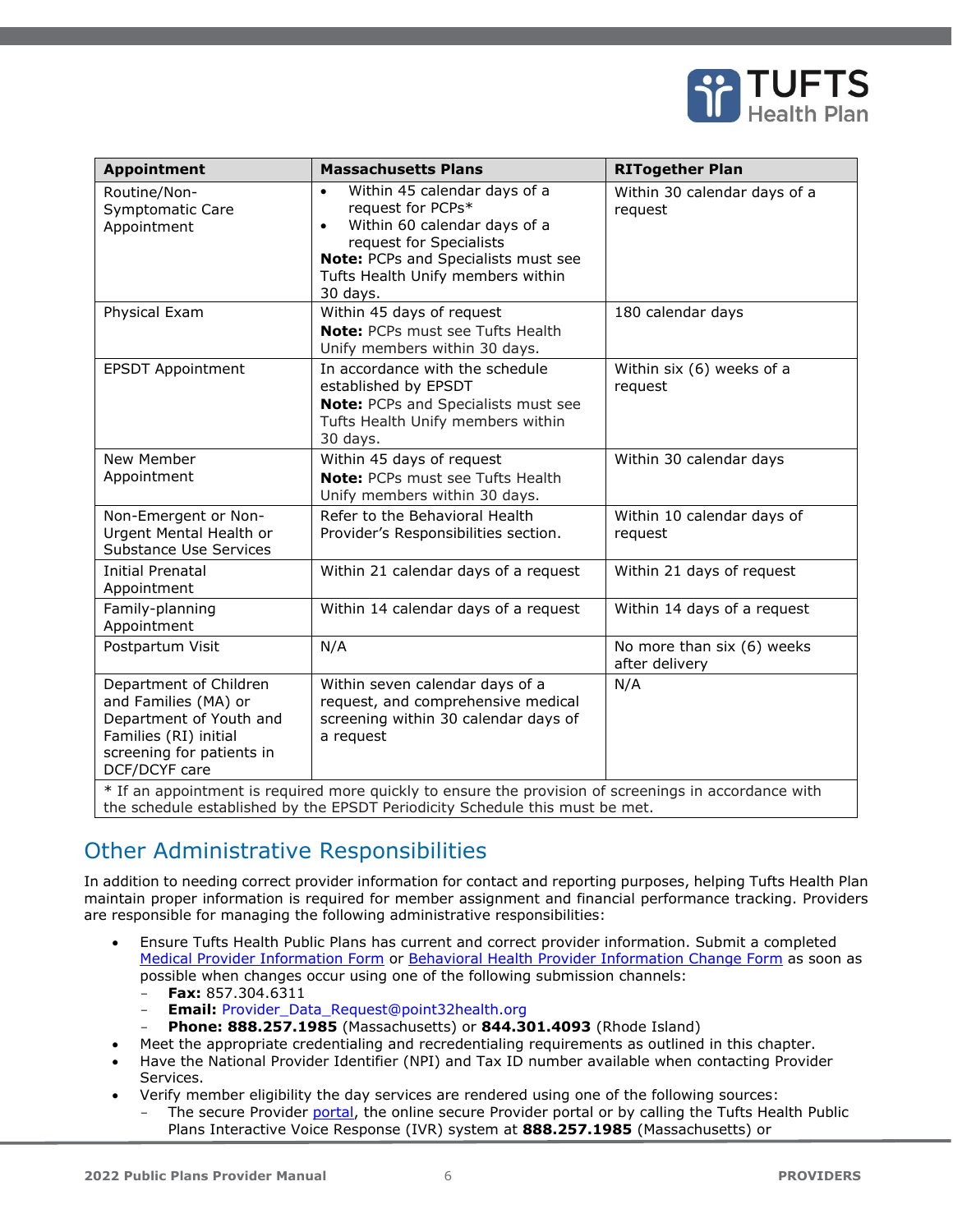| Appointment | Massachusetts Plans | RITogether Plan |
|---|---|---|
| Routine/Non-Symptomatic Care Appointment | • Within 45 calendar days of a request for PCPs* <br> • Within 60 calendar days of a request for Specialists <br> **Note:** PCPs and Specialists must see Tufts Health Unify members within 30 days. | Within 30 calendar days of a request |
| Physical Exam | Within 45 days of request <br> **Note:** PCPs must see Tufts Health Unify members within 30 days. | 180 calendar days |
| EPSDT Appointment | In accordance with the schedule established by EPSDT <br> **Note:** PCPs and Specialists must see Tufts Health Unify members within 30 days. | Within six (6) weeks of a request |
| New Member Appointment | Within 45 days of request <br> **Note:** PCPs must see Tufts Health Unify members within 30 days. | Within 30 calendar days |
| Non-Emergent or Non-Urgent Mental Health or Substance Use Services | Refer to the Behavioral Health Provider's Responsibilities section. | Within 10 calendar days of request |
| Initial Prenatal Appointment | Within 21 calendar days of a request | Within 21 days of request |
| Family-planning Appointment | Within 14 calendar days of a request | Within 14 days of a request |
| Postpartum Visit | N/A | No more than six (6) weeks after delivery |
| Department of Children and Families (MA) or Department of Youth and Families (RI) initial screening for patients in DCF/DCYF care | Within seven calendar days of a request, and comprehensive medical screening within 30 calendar days of a request | N/A |
| * If an appointment is required more quickly to ensure the provision of screenings in accordance with the schedule established by the EPSDT Periodicity Schedule this must be met. | | |

## Other Administrative Responsibilities

In addition to needing correct provider information for contact and reporting purposes, helping Tufts Health Plan maintain proper information is required for member assignment and financial performance tracking. Providers are responsible for managing the following administrative responsibilities:

- Ensure Tufts Health Public Plans has current and correct provider information. Submit a completed Medical Provider Information Form or Behavioral Health Provider Information Change Form as soon as possible when changes occur using one of the following submission channels:
  - **Fax:** 857.304.6311
  - **Email:** Provider_Data_Request@point32health.org
  - **Phone: 888.257.1985** (Massachusetts) or **844.301.4093** (Rhode Island)
- Meet the appropriate credentialing and recredentialing requirements as outlined in this chapter.
- Have the National Provider Identifier (NPI) and Tax ID number available when contacting Provider Services.
- Verify member eligibility the day services are rendered using one of the following sources:
  - The secure Provider portal, the online secure Provider portal or by calling the Tufts Health Public Plans Interactive Voice Response (IVR) system at **888.257.1985** (Massachusetts) or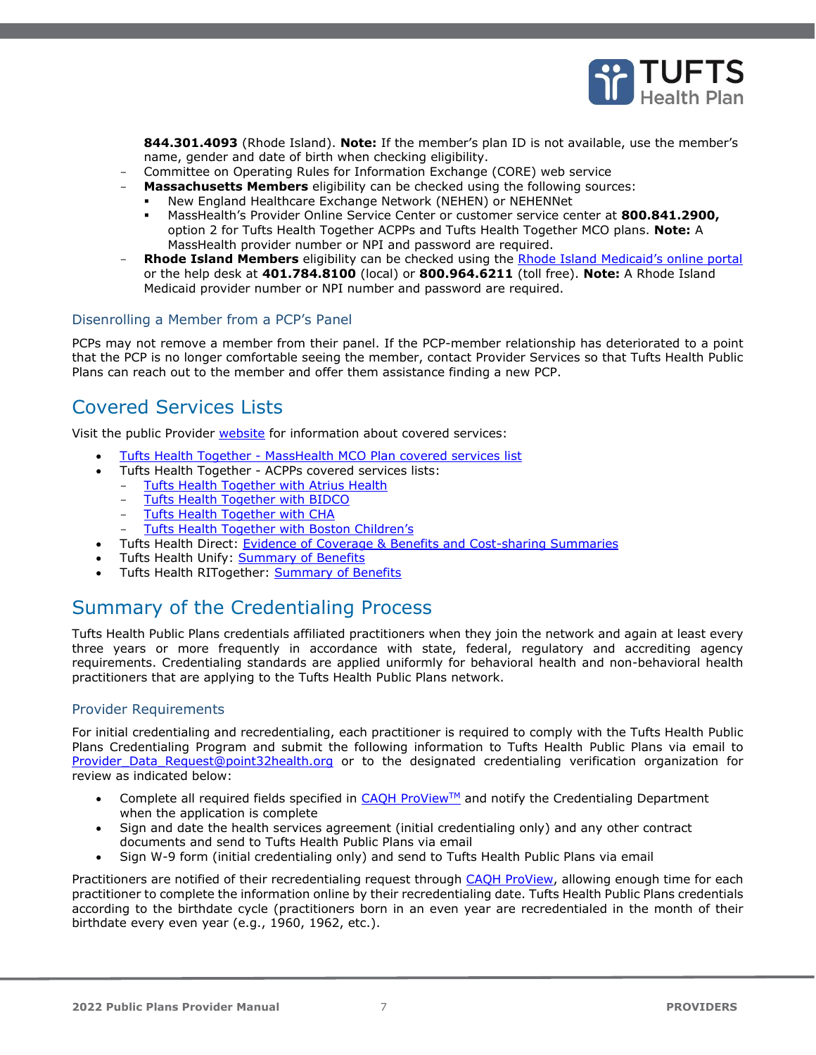**844.301.4093** (Rhode Island). **Note:** If the member's plan ID is not available, use the member's name, gender and date of birth when checking eligibility.
  - Committee on Operating Rules for Information Exchange (CORE) web service
  - **Massachusetts Members** eligibility can be checked using the following sources:
    - New England Healthcare Exchange Network (NEHEN) or NEHENNet
    - MassHealth's Provider Online Service Center or customer service center at **800.841.2900,** option 2 for Tufts Health Together ACPPs and Tufts Health Together MCO plans. **Note:** A MassHealth provider number or NPI and password are required.
  - **Rhode Island Members** eligibility can be checked using the Rhode Island Medicaid's online portal or the help desk at **401.784.8100** (local) or **800.964.6211** (toll free). **Note:** A Rhode Island Medicaid provider number or NPI number and password are required.

### Disenrolling a Member from a PCP's Panel

PCPs may not remove a member from their panel. If the PCP-member relationship has deteriorated to a point that the PCP is no longer comfortable seeing the member, contact Provider Services so that Tufts Health Public Plans can reach out to the member and offer them assistance finding a new PCP.

## Covered Services Lists

Visit the public Provider website for information about covered services:

- Tufts Health Together - MassHealth MCO Plan covered services list
- Tufts Health Together - ACPPs covered services lists:
  - Tufts Health Together with Atrius Health
  - Tufts Health Together with BIDCO
  - Tufts Health Together with CHA
  - Tufts Health Together with Boston Children's
- Tufts Health Direct: Evidence of Coverage & Benefits and Cost-sharing Summaries
- Tufts Health Unify: Summary of Benefits
- Tufts Health RITogether: Summary of Benefits

## Summary of the Credentialing Process

Tufts Health Public Plans credentials affiliated practitioners when they join the network and again at least every three years or more frequently in accordance with state, federal, regulatory and accrediting agency requirements. Credentialing standards are applied uniformly for behavioral health and non-behavioral health practitioners that are applying to the Tufts Health Public Plans network.

### Provider Requirements

For initial credentialing and recredentialing, each practitioner is required to comply with the Tufts Health Public Plans Credentialing Program and submit the following information to Tufts Health Public Plans via email to Provider_Data_Request@point32health.org or to the designated credentialing verification organization for review as indicated below:

- Complete all required fields specified in CAQH ProView™ and notify the Credentialing Department when the application is complete
- Sign and date the health services agreement (initial credentialing only) and any other contract documents and send to Tufts Health Public Plans via email
- Sign W-9 form (initial credentialing only) and send to Tufts Health Public Plans via email

Practitioners are notified of their recredentialing request through CAQH ProView, allowing enough time for each practitioner to complete the information online by their recredentialing date. Tufts Health Public Plans credentials according to the birthdate cycle (practitioners born in an even year are recredentialed in the month of their birthdate every even year (e.g., 1960, 1962, etc.).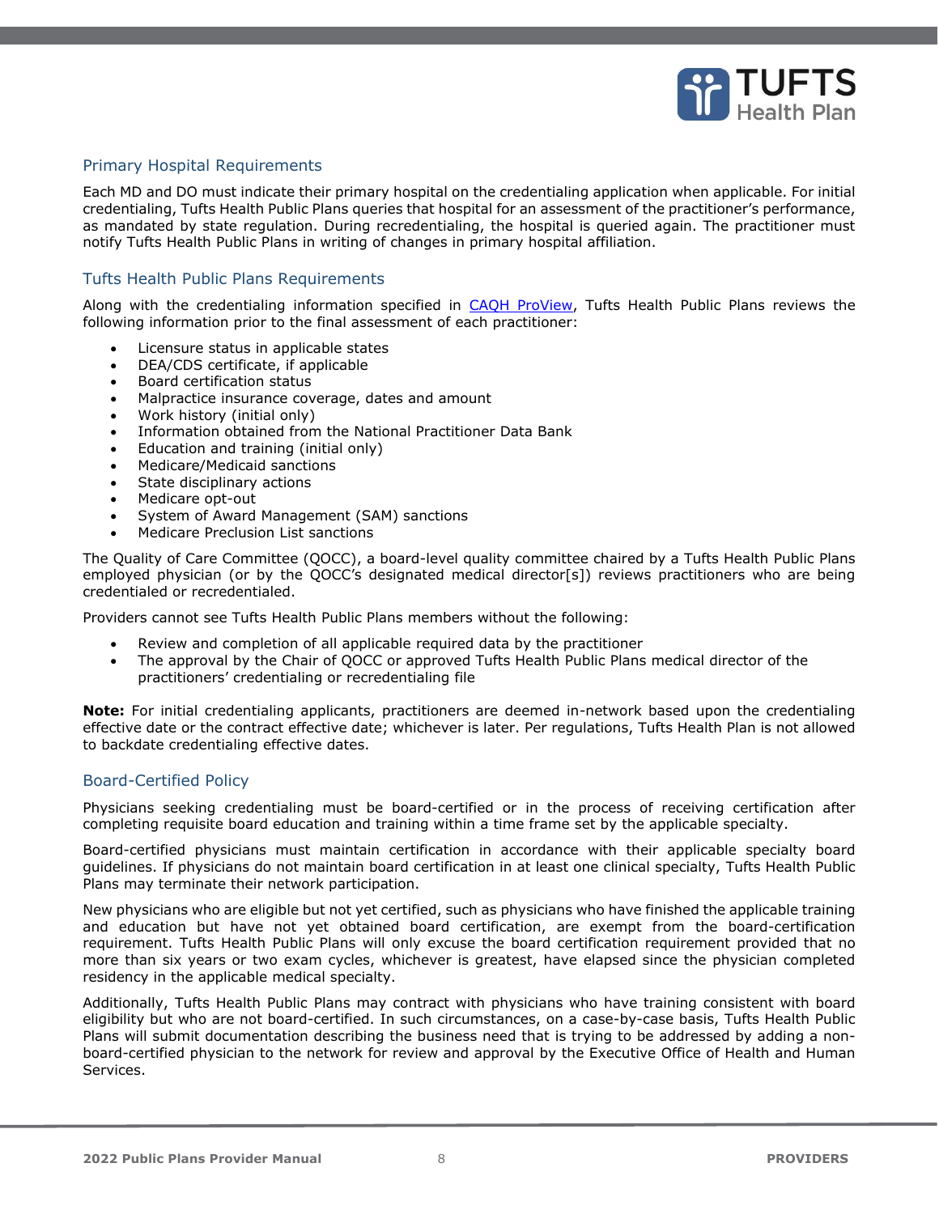## Primary Hospital Requirements

Each MD and DO must indicate their primary hospital on the credentialing application when applicable. For initial credentialing, Tufts Health Public Plans queries that hospital for an assessment of the practitioner's performance, as mandated by state regulation. During recredentialing, the hospital is queried again. The practitioner must notify Tufts Health Public Plans in writing of changes in primary hospital affiliation.

## Tufts Health Public Plans Requirements

Along with the credentialing information specified in [CAQH ProView](), Tufts Health Public Plans reviews the following information prior to the final assessment of each practitioner:

- Licensure status in applicable states
- DEA/CDS certificate, if applicable
- Board certification status
- Malpractice insurance coverage, dates and amount
- Work history (initial only)
- Information obtained from the National Practitioner Data Bank
- Education and training (initial only)
- Medicare/Medicaid sanctions
- State disciplinary actions
- Medicare opt-out
- System of Award Management (SAM) sanctions
- Medicare Preclusion List sanctions

The Quality of Care Committee (QOCC), a board-level quality committee chaired by a Tufts Health Public Plans employed physician (or by the QOCC's designated medical director[s]) reviews practitioners who are being credentialed or recredentialed.

Providers cannot see Tufts Health Public Plans members without the following:

- Review and completion of all applicable required data by the practitioner
- The approval by the Chair of QOCC or approved Tufts Health Public Plans medical director of the practitioners' credentialing or recredentialing file

**Note:** For initial credentialing applicants, practitioners are deemed in-network based upon the credentialing effective date or the contract effective date; whichever is later. Per regulations, Tufts Health Plan is not allowed to backdate credentialing effective dates.

## Board-Certified Policy

Physicians seeking credentialing must be board-certified or in the process of receiving certification after completing requisite board education and training within a time frame set by the applicable specialty.

Board-certified physicians must maintain certification in accordance with their applicable specialty board guidelines. If physicians do not maintain board certification in at least one clinical specialty, Tufts Health Public Plans may terminate their network participation.

New physicians who are eligible but not yet certified, such as physicians who have finished the applicable training and education but have not yet obtained board certification, are exempt from the board-certification requirement. Tufts Health Public Plans will only excuse the board certification requirement provided that no more than six years or two exam cycles, whichever is greatest, have elapsed since the physician completed residency in the applicable medical specialty.

Additionally, Tufts Health Public Plans may contract with physicians who have training consistent with board eligibility but who are not board-certified. In such circumstances, on a case-by-case basis, Tufts Health Public Plans will submit documentation describing the business need that is trying to be addressed by adding a non-board-certified physician to the network for review and approval by the Executive Office of Health and Human Services.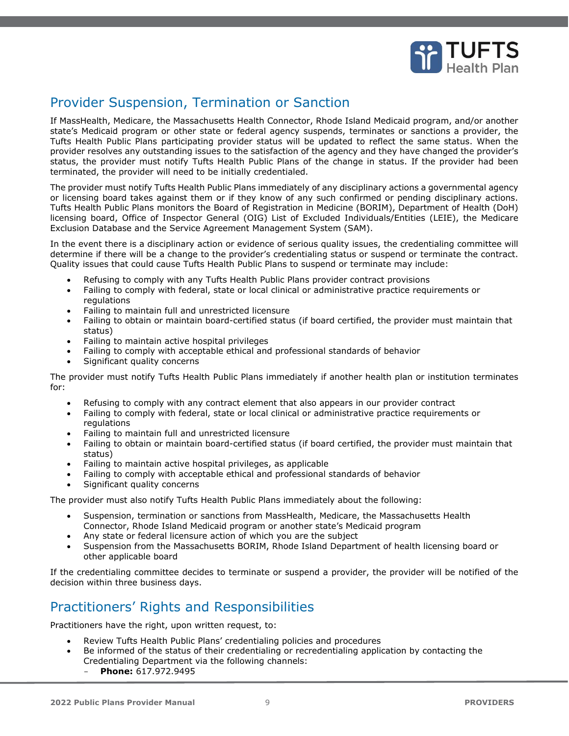## Provider Suspension, Termination or Sanction

If MassHealth, Medicare, the Massachusetts Health Connector, Rhode Island Medicaid program, and/or another state's Medicaid program or other state or federal agency suspends, terminates or sanctions a provider, the Tufts Health Public Plans participating provider status will be updated to reflect the same status. When the provider resolves any outstanding issues to the satisfaction of the agency and they have changed the provider's status, the provider must notify Tufts Health Public Plans of the change in status. If the provider had been terminated, the provider will need to be initially credentialed.

The provider must notify Tufts Health Public Plans immediately of any disciplinary actions a governmental agency or licensing board takes against them or if they know of any such confirmed or pending disciplinary actions. Tufts Health Public Plans monitors the Board of Registration in Medicine (BORIM), Department of Health (DoH) licensing board, Office of Inspector General (OIG) List of Excluded Individuals/Entities (LEIE), the Medicare Exclusion Database and the Service Agreement Management System (SAM).

In the event there is a disciplinary action or evidence of serious quality issues, the credentialing committee will determine if there will be a change to the provider's credentialing status or suspend or terminate the contract. Quality issues that could cause Tufts Health Public Plans to suspend or terminate may include:

- Refusing to comply with any Tufts Health Public Plans provider contract provisions
- Failing to comply with federal, state or local clinical or administrative practice requirements or regulations
- Failing to maintain full and unrestricted licensure
- Failing to obtain or maintain board-certified status (if board certified, the provider must maintain that status)
- Failing to maintain active hospital privileges
- Failing to comply with acceptable ethical and professional standards of behavior
- Significant quality concerns

The provider must notify Tufts Health Public Plans immediately if another health plan or institution terminates for:

- Refusing to comply with any contract element that also appears in our provider contract
- Failing to comply with federal, state or local clinical or administrative practice requirements or regulations
- Failing to maintain full and unrestricted licensure
- Failing to obtain or maintain board-certified status (if board certified, the provider must maintain that status)
- Failing to maintain active hospital privileges, as applicable
- Failing to comply with acceptable ethical and professional standards of behavior
- Significant quality concerns

The provider must also notify Tufts Health Public Plans immediately about the following:

- Suspension, termination or sanctions from MassHealth, Medicare, the Massachusetts Health Connector, Rhode Island Medicaid program or another state's Medicaid program
- Any state or federal licensure action of which you are the subject
- Suspension from the Massachusetts BORIM, Rhode Island Department of health licensing board or other applicable board

If the credentialing committee decides to terminate or suspend a provider, the provider will be notified of the decision within three business days.

## Practitioners' Rights and Responsibilities

Practitioners have the right, upon written request, to:

- Review Tufts Health Public Plans' credentialing policies and procedures
- Be informed of the status of their credentialing or recredentialing application by contacting the Credentialing Department via the following channels:
  - **Phone:** 617.972.9495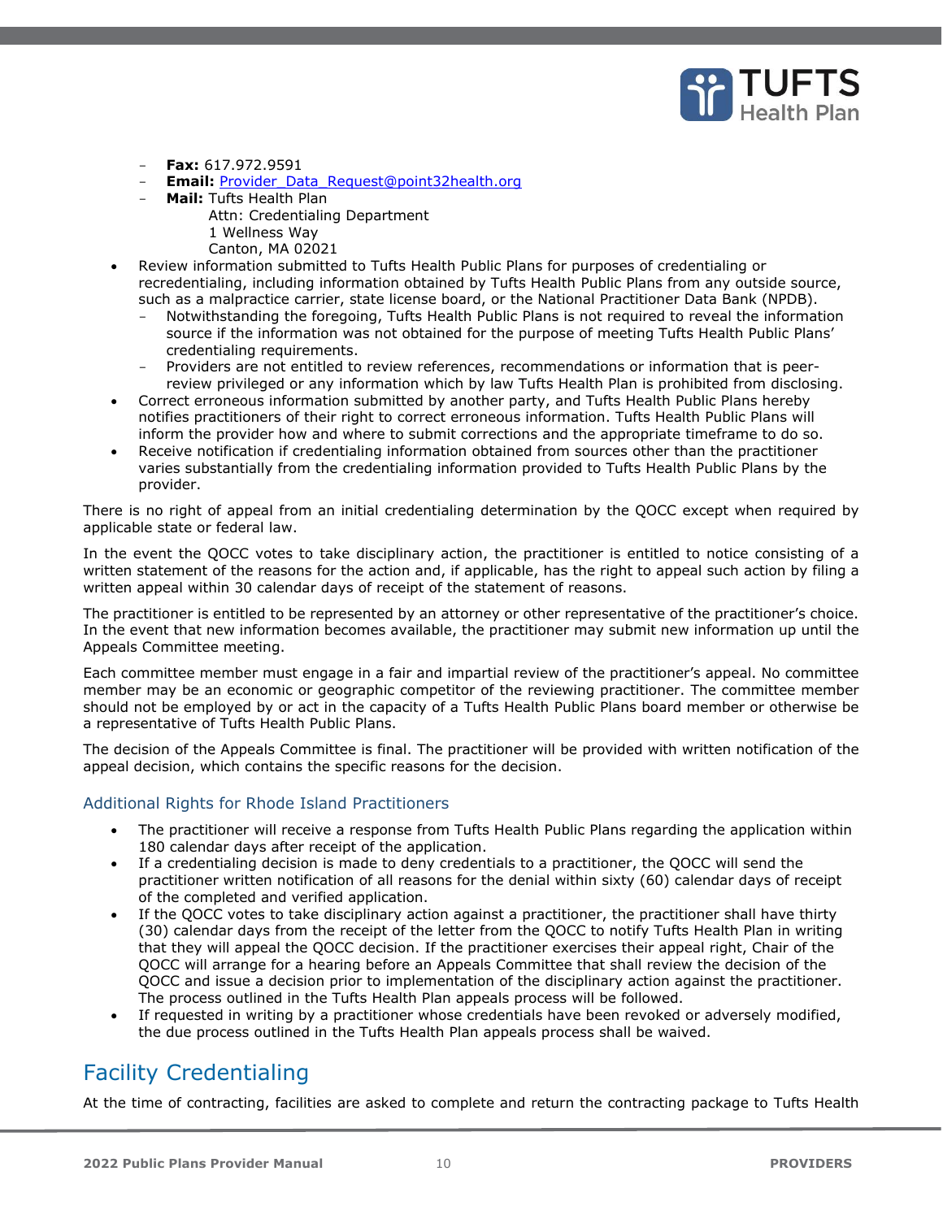- **Fax:** 617.972.9591
  - **Email:** Provider_Data_Request@point32health.org
  - **Mail:** Tufts Health Plan
    Attn: Credentialing Department
    1 Wellness Way
    Canton, MA 02021
- Review information submitted to Tufts Health Public Plans for purposes of credentialing or recredentialing, including information obtained by Tufts Health Public Plans from any outside source, such as a malpractice carrier, state license board, or the National Practitioner Data Bank (NPDB).
  - Notwithstanding the foregoing, Tufts Health Public Plans is not required to reveal the information source if the information was not obtained for the purpose of meeting Tufts Health Public Plans' credentialing requirements.
  - Providers are not entitled to review references, recommendations or information that is peer-review privileged or any information which by law Tufts Health Plan is prohibited from disclosing.
- Correct erroneous information submitted by another party, and Tufts Health Public Plans hereby notifies practitioners of their right to correct erroneous information. Tufts Health Public Plans will inform the provider how and where to submit corrections and the appropriate timeframe to do so.
- Receive notification if credentialing information obtained from sources other than the practitioner varies substantially from the credentialing information provided to Tufts Health Public Plans by the provider.

There is no right of appeal from an initial credentialing determination by the QOCC except when required by applicable state or federal law.

In the event the QOCC votes to take disciplinary action, the practitioner is entitled to notice consisting of a written statement of the reasons for the action and, if applicable, has the right to appeal such action by filing a written appeal within 30 calendar days of receipt of the statement of reasons.

The practitioner is entitled to be represented by an attorney or other representative of the practitioner's choice. In the event that new information becomes available, the practitioner may submit new information up until the Appeals Committee meeting.

Each committee member must engage in a fair and impartial review of the practitioner's appeal. No committee member may be an economic or geographic competitor of the reviewing practitioner. The committee member should not be employed by or act in the capacity of a Tufts Health Public Plans board member or otherwise be a representative of Tufts Health Public Plans.

The decision of the Appeals Committee is final. The practitioner will be provided with written notification of the appeal decision, which contains the specific reasons for the decision.

### Additional Rights for Rhode Island Practitioners

- The practitioner will receive a response from Tufts Health Public Plans regarding the application within 180 calendar days after receipt of the application.
- If a credentialing decision is made to deny credentials to a practitioner, the QOCC will send the practitioner written notification of all reasons for the denial within sixty (60) calendar days of receipt of the completed and verified application.
- If the QOCC votes to take disciplinary action against a practitioner, the practitioner shall have thirty (30) calendar days from the receipt of the letter from the QOCC to notify Tufts Health Plan in writing that they will appeal the QOCC decision. If the practitioner exercises their appeal right, Chair of the QOCC will arrange for a hearing before an Appeals Committee that shall review the decision of the QOCC and issue a decision prior to implementation of the disciplinary action against the practitioner. The process outlined in the Tufts Health Plan appeals process will be followed.
- If requested in writing by a practitioner whose credentials have been revoked or adversely modified, the due process outlined in the Tufts Health Plan appeals process shall be waived.

## Facility Credentialing

At the time of contracting, facilities are asked to complete and return the contracting package to Tufts Health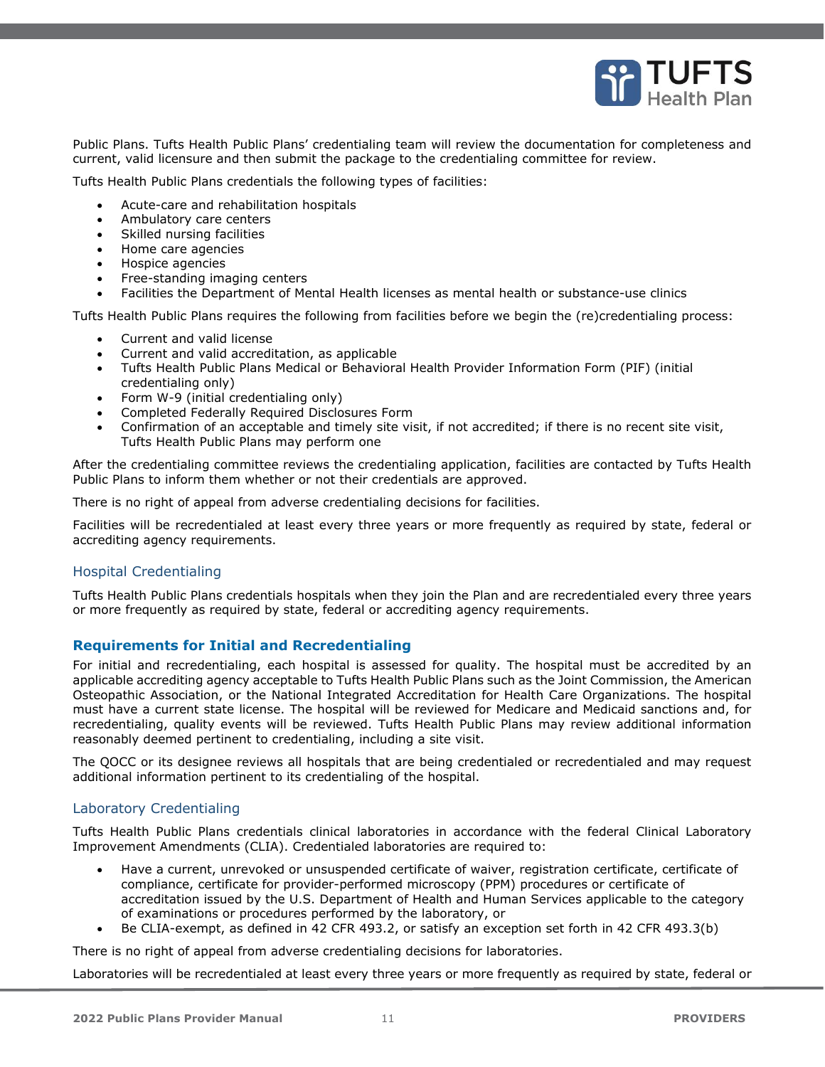Public Plans. Tufts Health Public Plans' credentialing team will review the documentation for completeness and current, valid licensure and then submit the package to the credentialing committee for review.

Tufts Health Public Plans credentials the following types of facilities:

- Acute-care and rehabilitation hospitals
- Ambulatory care centers
- Skilled nursing facilities
- Home care agencies
- Hospice agencies
- Free-standing imaging centers
- Facilities the Department of Mental Health licenses as mental health or substance-use clinics

Tufts Health Public Plans requires the following from facilities before we begin the (re)credentialing process:

- Current and valid license
- Current and valid accreditation, as applicable
- Tufts Health Public Plans Medical or Behavioral Health Provider Information Form (PIF) (initial credentialing only)
- Form W-9 (initial credentialing only)
- Completed Federally Required Disclosures Form
- Confirmation of an acceptable and timely site visit, if not accredited; if there is no recent site visit, Tufts Health Public Plans may perform one

After the credentialing committee reviews the credentialing application, facilities are contacted by Tufts Health Public Plans to inform them whether or not their credentials are approved.

There is no right of appeal from adverse credentialing decisions for facilities.

Facilities will be recredentialed at least every three years or more frequently as required by state, federal or accrediting agency requirements.

### Hospital Credentialing

Tufts Health Public Plans credentials hospitals when they join the Plan and are recredentialed every three years or more frequently as required by state, federal or accrediting agency requirements.

#### Requirements for Initial and Recredentialing

For initial and recredentialing, each hospital is assessed for quality. The hospital must be accredited by an applicable accrediting agency acceptable to Tufts Health Public Plans such as the Joint Commission, the American Osteopathic Association, or the National Integrated Accreditation for Health Care Organizations. The hospital must have a current state license. The hospital will be reviewed for Medicare and Medicaid sanctions and, for recredentialing, quality events will be reviewed. Tufts Health Public Plans may review additional information reasonably deemed pertinent to credentialing, including a site visit.

The QOCC or its designee reviews all hospitals that are being credentialed or recredentialed and may request additional information pertinent to its credentialing of the hospital.

### Laboratory Credentialing

Tufts Health Public Plans credentials clinical laboratories in accordance with the federal Clinical Laboratory Improvement Amendments (CLIA). Credentialed laboratories are required to:

- Have a current, unrevoked or unsuspended certificate of waiver, registration certificate, certificate of compliance, certificate for provider-performed microscopy (PPM) procedures or certificate of accreditation issued by the U.S. Department of Health and Human Services applicable to the category of examinations or procedures performed by the laboratory, or
- Be CLIA-exempt, as defined in 42 CFR 493.2, or satisfy an exception set forth in 42 CFR 493.3(b)

There is no right of appeal from adverse credentialing decisions for laboratories.

Laboratories will be recredentialed at least every three years or more frequently as required by state, federal or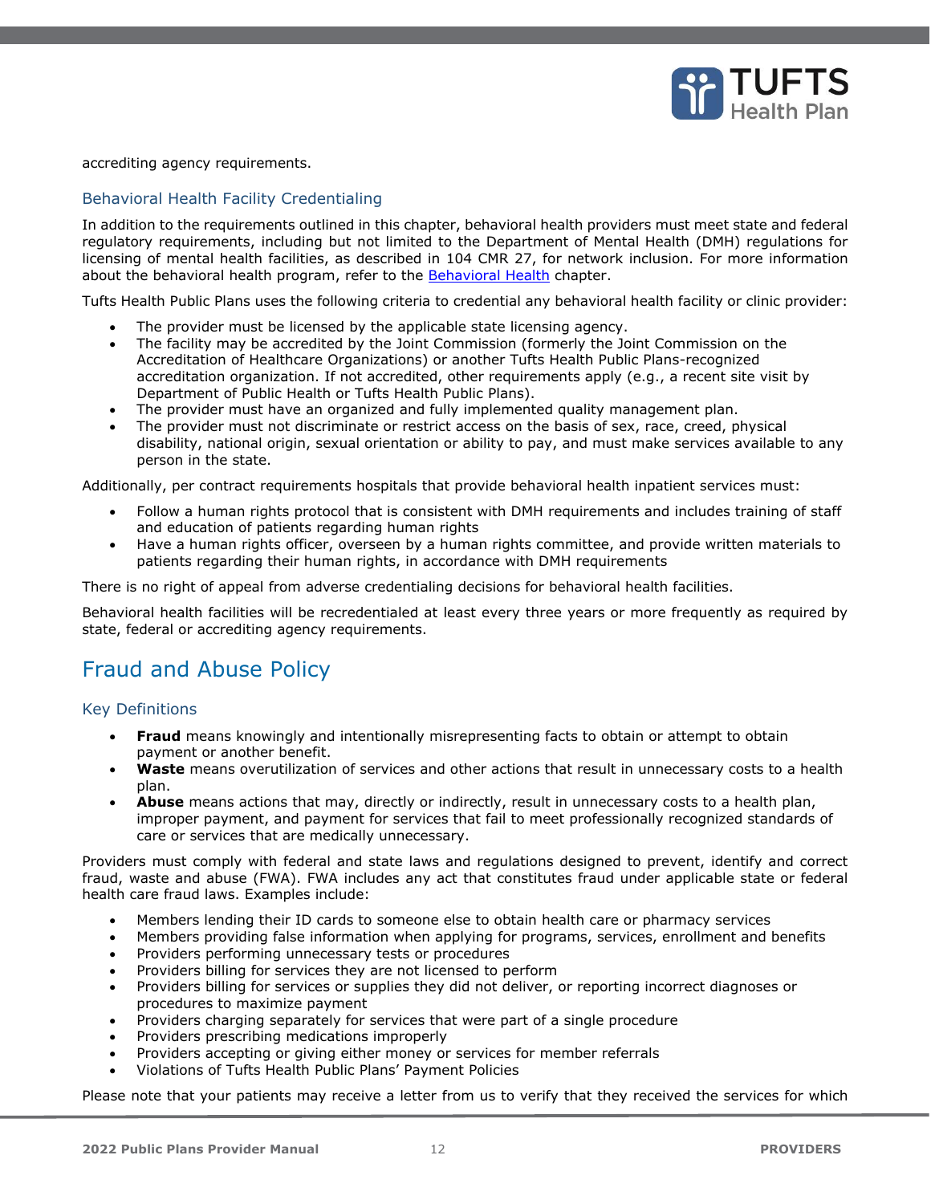accrediting agency requirements.

### Behavioral Health Facility Credentialing

In addition to the requirements outlined in this chapter, behavioral health providers must meet state and federal regulatory requirements, including but not limited to the Department of Mental Health (DMH) regulations for licensing of mental health facilities, as described in 104 CMR 27, for network inclusion. For more information about the behavioral health program, refer to the Behavioral Health chapter.

Tufts Health Public Plans uses the following criteria to credential any behavioral health facility or clinic provider:

- The provider must be licensed by the applicable state licensing agency.
- The facility may be accredited by the Joint Commission (formerly the Joint Commission on the Accreditation of Healthcare Organizations) or another Tufts Health Public Plans-recognized accreditation organization. If not accredited, other requirements apply (e.g., a recent site visit by Department of Public Health or Tufts Health Public Plans).
- The provider must have an organized and fully implemented quality management plan.
- The provider must not discriminate or restrict access on the basis of sex, race, creed, physical disability, national origin, sexual orientation or ability to pay, and must make services available to any person in the state.

Additionally, per contract requirements hospitals that provide behavioral health inpatient services must:

- Follow a human rights protocol that is consistent with DMH requirements and includes training of staff and education of patients regarding human rights
- Have a human rights officer, overseen by a human rights committee, and provide written materials to patients regarding their human rights, in accordance with DMH requirements

There is no right of appeal from adverse credentialing decisions for behavioral health facilities.

Behavioral health facilities will be recredentialed at least every three years or more frequently as required by state, federal or accrediting agency requirements.

## Fraud and Abuse Policy

### Key Definitions

- **Fraud** means knowingly and intentionally misrepresenting facts to obtain or attempt to obtain payment or another benefit.
- **Waste** means overutilization of services and other actions that result in unnecessary costs to a health plan.
- **Abuse** means actions that may, directly or indirectly, result in unnecessary costs to a health plan, improper payment, and payment for services that fail to meet professionally recognized standards of care or services that are medically unnecessary.

Providers must comply with federal and state laws and regulations designed to prevent, identify and correct fraud, waste and abuse (FWA). FWA includes any act that constitutes fraud under applicable state or federal health care fraud laws. Examples include:

- Members lending their ID cards to someone else to obtain health care or pharmacy services
- Members providing false information when applying for programs, services, enrollment and benefits
- Providers performing unnecessary tests or procedures
- Providers billing for services they are not licensed to perform
- Providers billing for services or supplies they did not deliver, or reporting incorrect diagnoses or procedures to maximize payment
- Providers charging separately for services that were part of a single procedure
- Providers prescribing medications improperly
- Providers accepting or giving either money or services for member referrals
- Violations of Tufts Health Public Plans' Payment Policies

Please note that your patients may receive a letter from us to verify that they received the services for which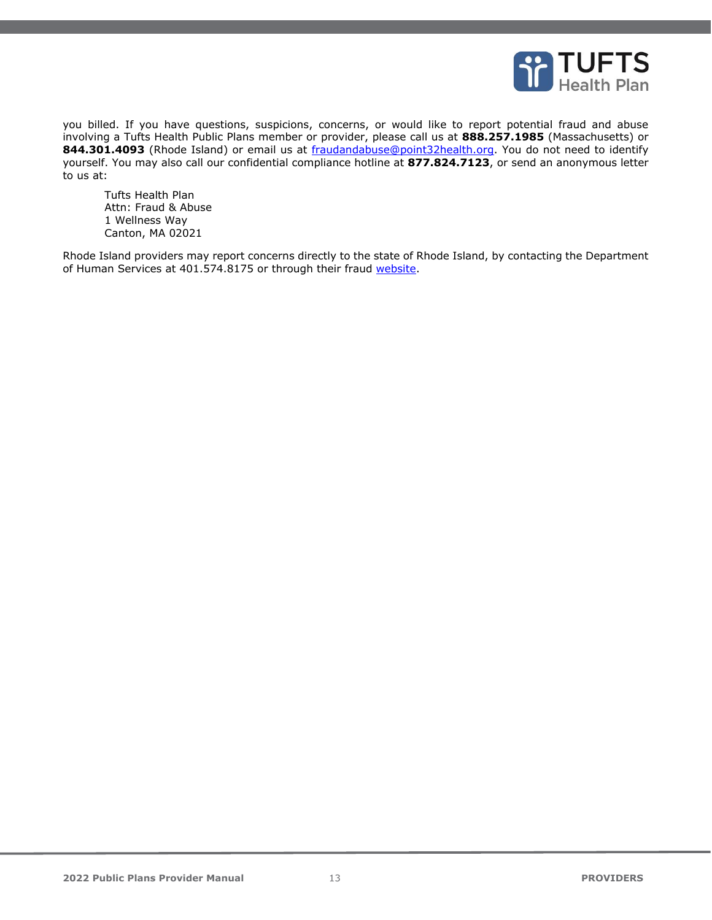you billed. If you have questions, suspicions, concerns, or would like to report potential fraud and abuse involving a Tufts Health Public Plans member or provider, please call us at **888.257.1985** (Massachusetts) or **844.301.4093** (Rhode Island) or email us at fraudandabuse@point32health.org. You do not need to identify yourself. You may also call our confidential compliance hotline at **877.824.7123**, or send an anonymous letter to us at:

Tufts Health Plan
Attn: Fraud & Abuse
1 Wellness Way
Canton, MA 02021

Rhode Island providers may report concerns directly to the state of Rhode Island, by contacting the Department of Human Services at 401.574.8175 or through their fraud website.